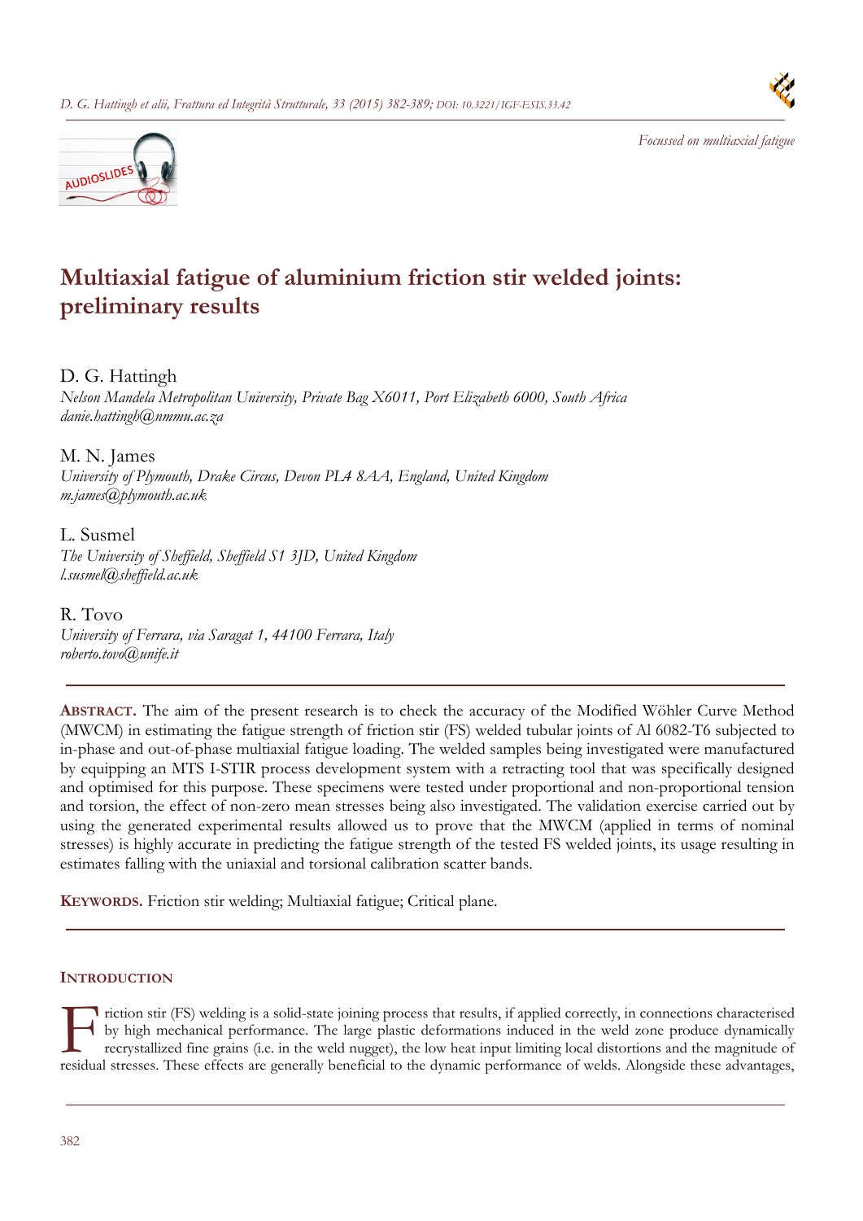*Focussed on multiaxial fatigue*

# Multiaxial fatigue of aluminium friction stir welded joints: preliminary results

D. G. Hattingh
*Nelson Mandela Metropolitan University, Private Bag X6011, Port Elizabeth 6000, South Africa*
*danie.hattingh@nmmu.ac.za*

M. N. James
*University of Plymouth, Drake Circus, Devon PL4 8AA, England, United Kingdom*
*m.james@plymouth.ac.uk*

L. Susmel
*The University of Sheffield, Sheffield S1 3JD, United Kingdom*
*l.susmel@sheffield.ac.uk*

R. Tovo
*University of Ferrara, via Saragat 1, 44100 Ferrara, Italy*
*roberto.tovo@unife.it*

---

**ABSTRACT.** The aim of the present research is to check the accuracy of the Modified Wöhler Curve Method (MWCM) in estimating the fatigue strength of friction stir (FS) welded tubular joints of Al 6082-T6 subjected to in-phase and out-of-phase multiaxial fatigue loading. The welded samples being investigated were manufactured by equipping an MTS I-STIR process development system with a retracting tool that was specifically designed and optimised for this purpose. These specimens were tested under proportional and non-proportional tension and torsion, the effect of non-zero mean stresses being also investigated. The validation exercise carried out by using the generated experimental results allowed us to prove that the MWCM (applied in terms of nominal stresses) is highly accurate in predicting the fatigue strength of the tested FS welded joints, its usage resulting in estimates falling with the uniaxial and torsional calibration scatter bands.

**KEYWORDS.** Friction stir welding; Multiaxial fatigue; Critical plane.

---

## INTRODUCTION

Friction stir (FS) welding is a solid-state joining process that results, if applied correctly, in connections characterised by high mechanical performance. The large plastic deformations induced in the weld zone produce dynamically recrystallized fine grains (i.e. in the weld nugget), the low heat input limiting local distortions and the magnitude of residual stresses. These effects are generally beneficial to the dynamic performance of welds. Alongside these advantages,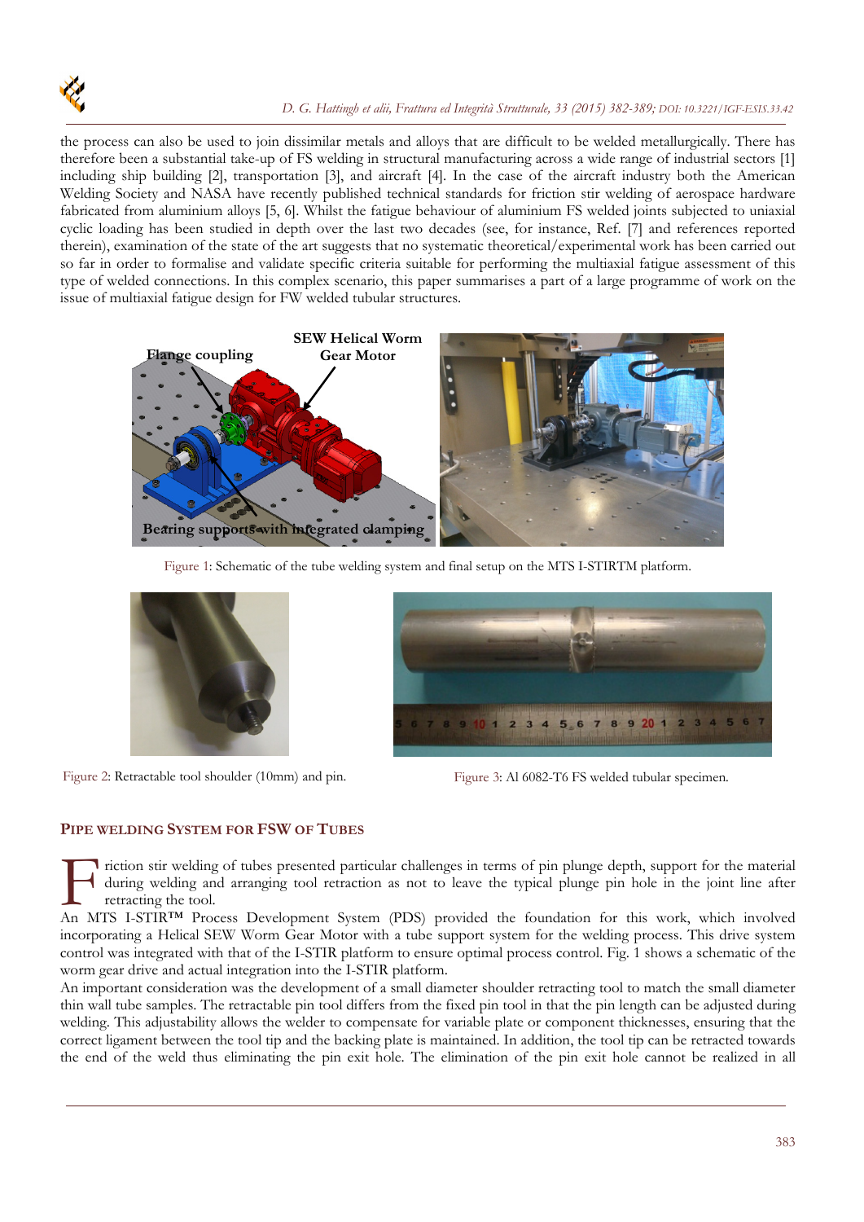the process can also be used to join dissimilar metals and alloys that are difficult to be welded metallurgically. There has therefore been a substantial take-up of FS welding in structural manufacturing across a wide range of industrial sectors [1] including ship building [2], transportation [3], and aircraft [4]. In the case of the aircraft industry both the American Welding Society and NASA have recently published technical standards for friction stir welding of aerospace hardware fabricated from aluminium alloys [5, 6]. Whilst the fatigue behaviour of aluminium FS welded joints subjected to uniaxial cyclic loading has been studied in depth over the last two decades (see, for instance, Ref. [7] and references reported therein), examination of the state of the art suggests that no systematic theoretical/experimental work has been carried out so far in order to formalise and validate specific criteria suitable for performing the multiaxial fatigue assessment of this type of welded connections. In this complex scenario, this paper summarises a part of a large programme of work on the issue of multiaxial fatigue design for FW welded tubular structures.

Flange coupling

SEW Helical Worm Gear Motor

Bearing supports with integrated clamping

Figure 1: Schematic of the tube welding system and final setup on the MTS I-STIRTM platform.

Figure 2: Retractable tool shoulder (10mm) and pin.

Figure 3: Al 6082-T6 FS welded tubular specimen.

## PIPE WELDING SYSTEM FOR FSW OF TUBES

Friction stir welding of tubes presented particular challenges in terms of pin plunge depth, support for the material during welding and arranging tool retraction as not to leave the typical plunge pin hole in the joint line after retracting the tool.

An MTS I-STIR™ Process Development System (PDS) provided the foundation for this work, which involved incorporating a Helical SEW Worm Gear Motor with a tube support system for the welding process. This drive system control was integrated with that of the I-STIR platform to ensure optimal process control. Fig. 1 shows a schematic of the worm gear drive and actual integration into the I-STIR platform.

An important consideration was the development of a small diameter shoulder retracting tool to match the small diameter thin wall tube samples. The retractable pin tool differs from the fixed pin tool in that the pin length can be adjusted during welding. This adjustability allows the welder to compensate for variable plate or component thicknesses, ensuring that the correct ligament between the tool tip and the backing plate is maintained. In addition, the tool tip can be retracted towards the end of the weld thus eliminating the pin exit hole. The elimination of the pin exit hole cannot be realized in all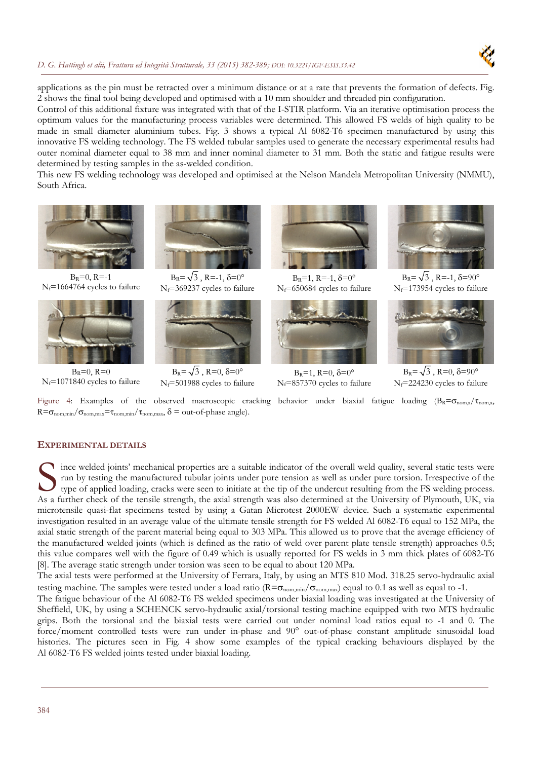applications as the pin must be retracted over a minimum distance or at a rate that prevents the formation of defects. Fig. 2 shows the final tool being developed and optimised with a 10 mm shoulder and threaded pin configuration.

Control of this additional fixture was integrated with that of the I-STIR platform. Via an iterative optimisation process the optimum values for the manufacturing process variables were determined. This allowed FS welds of high quality to be made in small diameter aluminium tubes. Fig. 3 shows a typical Al 6082-T6 specimen manufactured by using this innovative FS welding technology. The FS welded tubular samples used to generate the necessary experimental results had outer nominal diameter equal to 38 mm and inner nominal diameter to 31 mm. Both the static and fatigue results were determined by testing samples in the as-welded condition.

This new FS welding technology was developed and optimised at the Nelson Mandela Metropolitan University (NMMU), South Africa.

$B_R=0$, $R=-1$
$N_f=1664764$ cycles to failure

$B_R=\sqrt{3}$, $R=-1$, $\delta=0°$
$N_f=369237$ cycles to failure

$B_R=1$, $R=-1$, $\delta=0°$
$N_f=650684$ cycles to failure

$B_R=\sqrt{3}$, $R=-1$, $\delta=90°$
$N_f=173954$ cycles to failure

$B_R=0$, $R=0$
$N_f=1071840$ cycles to failure

$B_R=\sqrt{3}$, $R=0$, $\delta=0°$
$N_f=501988$ cycles to failure

$B_R=1$, $R=0$, $\delta=0°$
$N_f=857370$ cycles to failure

$B_R=\sqrt{3}$, $R=0$, $\delta=90°$
$N_f=224230$ cycles to failure

Figure 4: Examples of the observed macroscopic cracking behavior under biaxial fatigue loading ($B_R=\sigma_{nom,a}/\tau_{nom,a}$, $R=\sigma_{nom,min}/\sigma_{nom,max}=\tau_{nom,min}/\tau_{nom,max}$, $\delta$ = out-of-phase angle).

## EXPERIMENTAL DETAILS

Since welded joints' mechanical properties are a suitable indicator of the overall weld quality, several static tests were run by testing the manufactured tubular joints under pure tension as well as under pure torsion. Irrespective of the type of applied loading, cracks were seen to initiate at the tip of the undercut resulting from the FS welding process. As a further check of the tensile strength, the axial strength was also determined at the University of Plymouth, UK, via microtensile quasi-flat specimens tested by using a Gatan Microtest 2000EW device. Such a systematic experimental investigation resulted in an average value of the ultimate tensile strength for FS welded Al 6082-T6 equal to 152 MPa, the axial static strength of the parent material being equal to 303 MPa. This allowed us to prove that the average efficiency of the manufactured welded joints (which is defined as the ratio of weld over parent plate tensile strength) approaches 0.5; this value compares well with the figure of 0.49 which is usually reported for FS welds in 3 mm thick plates of 6082-T6 [8]. The average static strength under torsion was seen to be equal to about 120 MPa.

The axial tests were performed at the University of Ferrara, Italy, by using an MTS 810 Mod. 318.25 servo-hydraulic axial testing machine. The samples were tested under a load ratio ($R=\sigma_{nom,min}/\sigma_{nom,max}$) equal to 0.1 as well as equal to -1.

The fatigue behaviour of the Al 6082-T6 FS welded specimens under biaxial loading was investigated at the University of Sheffield, UK, by using a SCHENCK servo-hydraulic axial/torsional testing machine equipped with two MTS hydraulic grips. Both the torsional and the biaxial tests were carried out under nominal load ratios equal to -1 and 0. The force/moment controlled tests were run under in-phase and 90° out-of-phase constant amplitude sinusoidal load histories. The pictures seen in Fig. 4 show some examples of the typical cracking behaviours displayed by the Al 6082-T6 FS welded joints tested under biaxial loading.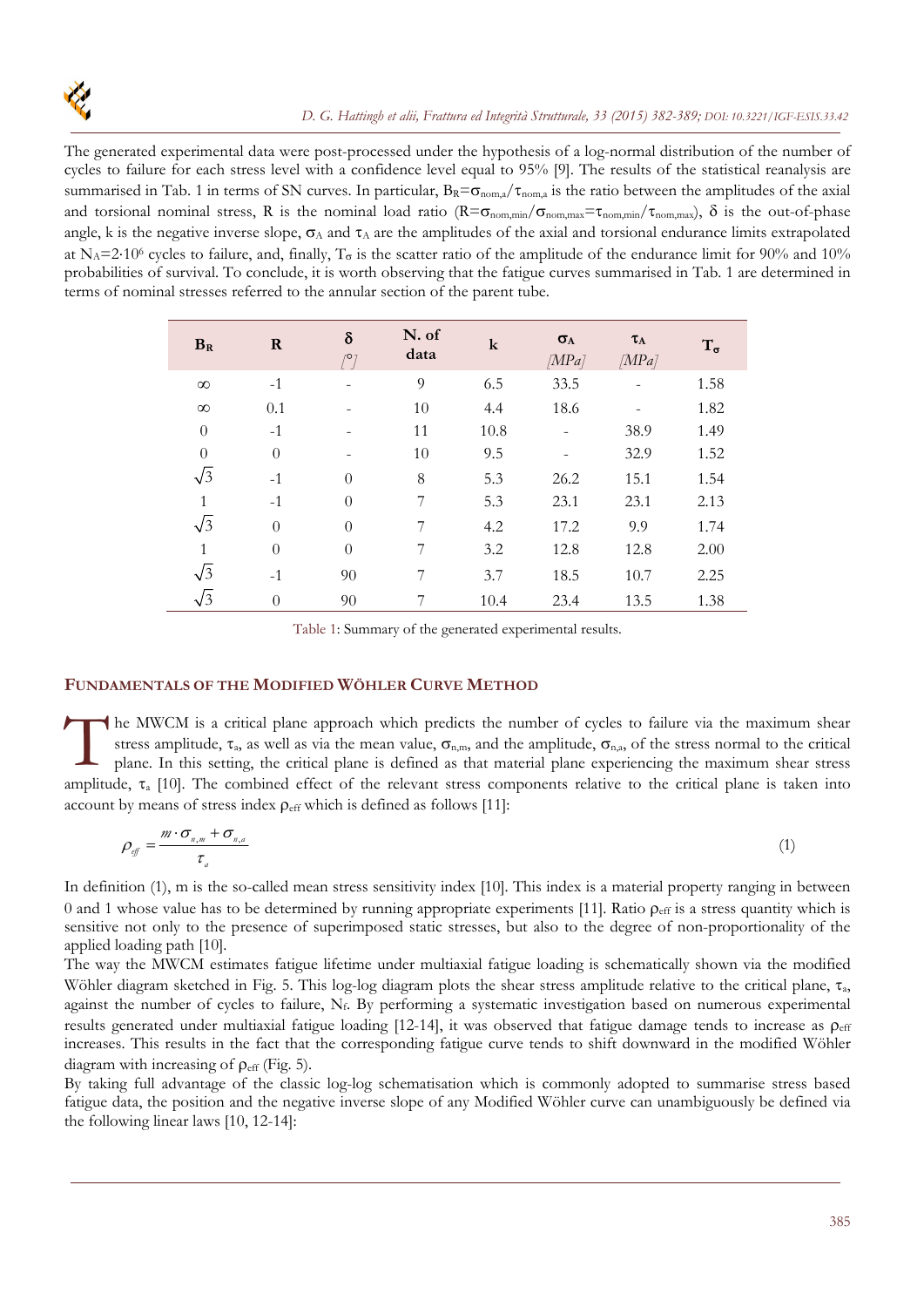The generated experimental data were post-processed under the hypothesis of a log-normal distribution of the number of cycles to failure for each stress level with a confidence level equal to 95% [9]. The results of the statistical reanalysis are summarised in Tab. 1 in terms of SN curves. In particular, $B_R=\sigma_{nom,a}/\tau_{nom,a}$ is the ratio between the amplitudes of the axial and torsional nominal stress, R is the nominal load ratio ($R=\sigma_{nom,min}/\sigma_{nom,max}=\tau_{nom,min}/\tau_{nom,max}$), $\delta$ is the out-of-phase angle, k is the negative inverse slope, $\sigma_A$ and $\tau_A$ are the amplitudes of the axial and torsional endurance limits extrapolated at $N_A=2\cdot10^6$ cycles to failure, and, finally, $T_\sigma$ is the scatter ratio of the amplitude of the endurance limit for 90% and 10% probabilities of survival. To conclude, it is worth observing that the fatigue curves summarised in Tab. 1 are determined in terms of nominal stresses referred to the annular section of the parent tube.

| $B_R$ | R | $\delta$ [°] | N. of data | k | $\sigma_A$ [MPa] | $\tau_A$ [MPa] | $T_\sigma$ |
|---|---|---|---|---|---|---|---|
| $\infty$ | -1 | - | 9 | 6.5 | 33.5 | - | 1.58 |
| $\infty$ | 0.1 | - | 10 | 4.4 | 18.6 | - | 1.82 |
| 0 | -1 | - | 11 | 10.8 | - | 38.9 | 1.49 |
| 0 | 0 | - | 10 | 9.5 | - | 32.9 | 1.52 |
| $\sqrt{3}$ | -1 | 0 | 8 | 5.3 | 26.2 | 15.1 | 1.54 |
| 1 | -1 | 0 | 7 | 5.3 | 23.1 | 23.1 | 2.13 |
| $\sqrt{3}$ | 0 | 0 | 7 | 4.2 | 17.2 | 9.9 | 1.74 |
| 1 | 0 | 0 | 7 | 3.2 | 12.8 | 12.8 | 2.00 |
| $\sqrt{3}$ | -1 | 90 | 7 | 3.7 | 18.5 | 10.7 | 2.25 |
| $\sqrt{3}$ | 0 | 90 | 7 | 10.4 | 23.4 | 13.5 | 1.38 |

Table 1: Summary of the generated experimental results.

## FUNDAMENTALS OF THE MODIFIED WÖHLER CURVE METHOD

The MWCM is a critical plane approach which predicts the number of cycles to failure via the maximum shear stress amplitude, $\tau_a$, as well as via the mean value, $\sigma_{n,m}$, and the amplitude, $\sigma_{n,a}$, of the stress normal to the critical plane. In this setting, the critical plane is defined as that material plane experiencing the maximum shear stress amplitude, $\tau_a$ [10]. The combined effect of the relevant stress components relative to the critical plane is taken into account by means of stress index $\rho_{eff}$ which is defined as follows [11]:

$$\rho_{eff} = \frac{m \cdot \sigma_{n,m} + \sigma_{n,a}}{\tau_a} \tag{1}$$

In definition (1), m is the so-called mean stress sensitivity index [10]. This index is a material property ranging in between 0 and 1 whose value has to be determined by running appropriate experiments [11]. Ratio $\rho_{eff}$ is a stress quantity which is sensitive not only to the presence of superimposed static stresses, but also to the degree of non-proportionality of the applied loading path [10].

The way the MWCM estimates fatigue lifetime under multiaxial fatigue loading is schematically shown via the modified Wöhler diagram sketched in Fig. 5. This log-log diagram plots the shear stress amplitude relative to the critical plane, $\tau_a$, against the number of cycles to failure, $N_f$. By performing a systematic investigation based on numerous experimental results generated under multiaxial fatigue loading [12-14], it was observed that fatigue damage tends to increase as $\rho_{eff}$ increases. This results in the fact that the corresponding fatigue curve tends to shift downward in the modified Wöhler diagram with increasing of $\rho_{eff}$ (Fig. 5).

By taking full advantage of the classic log-log schematisation which is commonly adopted to summarise stress based fatigue data, the position and the negative inverse slope of any Modified Wöhler curve can unambiguously be defined via the following linear laws [10, 12-14]: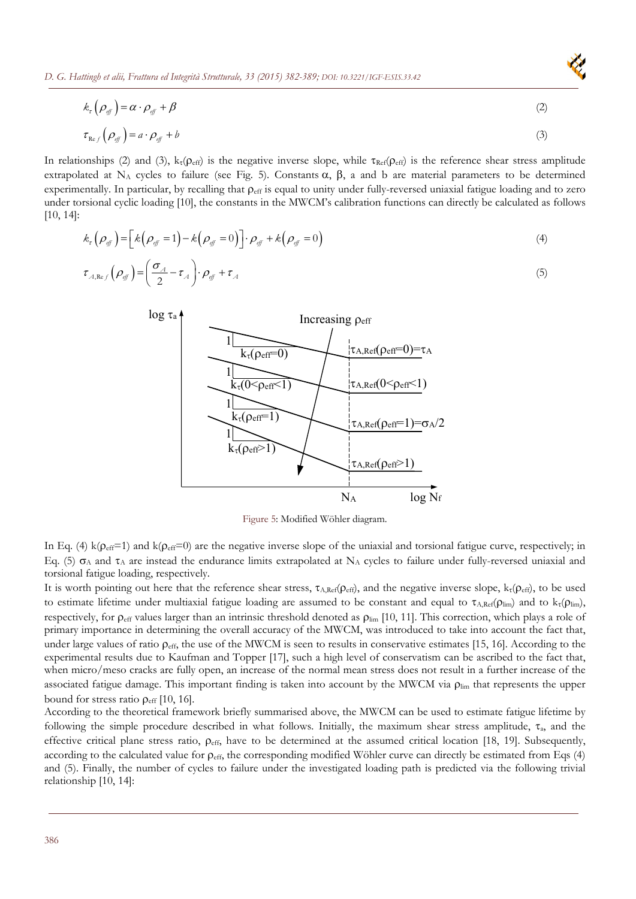$$k_{\tau}\left(\rho_{eff}\right)=\alpha\cdot\rho_{eff}+\beta \tag{2}$$

$$\tau_{\mathrm{Re}f}\left(\rho_{eff}\right)=a\cdot\rho_{eff}+b \tag{3}$$

In relationships (2) and (3), $k_{\tau}(\rho_{eff})$ is the negative inverse slope, while $\tau_{Ref}(\rho_{eff})$ is the reference shear stress amplitude extrapolated at $N_A$ cycles to failure (see Fig. 5). Constants $\alpha$, $\beta$, a and b are material parameters to be determined experimentally. In particular, by recalling that $\rho_{eff}$ is equal to unity under fully-reversed uniaxial fatigue loading and to zero under torsional cyclic loading [10], the constants in the MWCM's calibration functions can directly be calculated as follows [10, 14]:

$$k_{\tau}\left(\rho_{eff}\right)=\left[k\left(\rho_{eff}=1\right)-k\left(\rho_{eff}=0\right)\right]\cdot\rho_{eff}+k\left(\rho_{eff}=0\right) \tag{4}$$

$$\tau_{A,\mathrm{Re}f}\left(\rho_{eff}\right)=\left(\frac{\sigma_{A}}{2}-\tau_{A}\right)\cdot\rho_{eff}+\tau_{A} \tag{5}$$

log $\tau_a$

Increasing $\rho_{eff}$

1

$k_\tau(\rho_{eff}=0)$

$\tau_{A,Ref}(\rho_{eff}=0)=\tau_A$

1

$k_\tau(0<\rho_{eff}<1)$

$\tau_{A,Ref}(0<\rho_{eff}<1)$

1

$k_\tau(\rho_{eff}=1)$

$\tau_{A,Ref}(\rho_{eff}=1)=\sigma_A/2$

1

$k_\tau(\rho_{eff}>1)$

$\tau_{A,Ref}(\rho_{eff}>1)$

$N_A$

log $N_f$

Figure 5: Modified Wöhler diagram.

In Eq. (4) $k(\rho_{eff}=1)$ and $k(\rho_{eff}=0)$ are the negative inverse slope of the uniaxial and torsional fatigue curve, respectively; in Eq. (5) $\sigma_A$ and $\tau_A$ are instead the endurance limits extrapolated at $N_A$ cycles to failure under fully-reversed uniaxial and torsional fatigue loading, respectively.

It is worth pointing out here that the reference shear stress, $\tau_{A,Ref}(\rho_{eff})$, and the negative inverse slope, $k_\tau(\rho_{eff})$, to be used to estimate lifetime under multiaxial fatigue loading are assumed to be constant and equal to $\tau_{A,Ref}(\rho_{lim})$ and to $k_\tau(\rho_{lim})$, respectively, for $\rho_{eff}$ values larger than an intrinsic threshold denoted as $\rho_{lim}$ [10, 11]. This correction, which plays a role of primary importance in determining the overall accuracy of the MWCM, was introduced to take into account the fact that, under large values of ratio $\rho_{eff}$, the use of the MWCM is seen to results in conservative estimates [15, 16]. According to the experimental results due to Kaufman and Topper [17], such a high level of conservatism can be ascribed to the fact that, when micro/meso cracks are fully open, an increase of the normal mean stress does not result in a further increase of the associated fatigue damage. This important finding is taken into account by the MWCM via $\rho_{lim}$ that represents the upper bound for stress ratio $\rho_{eff}$ [10, 16].

According to the theoretical framework briefly summarised above, the MWCM can be used to estimate fatigue lifetime by following the simple procedure described in what follows. Initially, the maximum shear stress amplitude, $\tau_a$, and the effective critical plane stress ratio, $\rho_{eff}$, have to be determined at the assumed critical location [18, 19]. Subsequently, according to the calculated value for $\rho_{eff}$, the corresponding modified Wöhler curve can directly be estimated from Eqs (4) and (5). Finally, the number of cycles to failure under the investigated loading path is predicted via the following trivial relationship [10, 14]: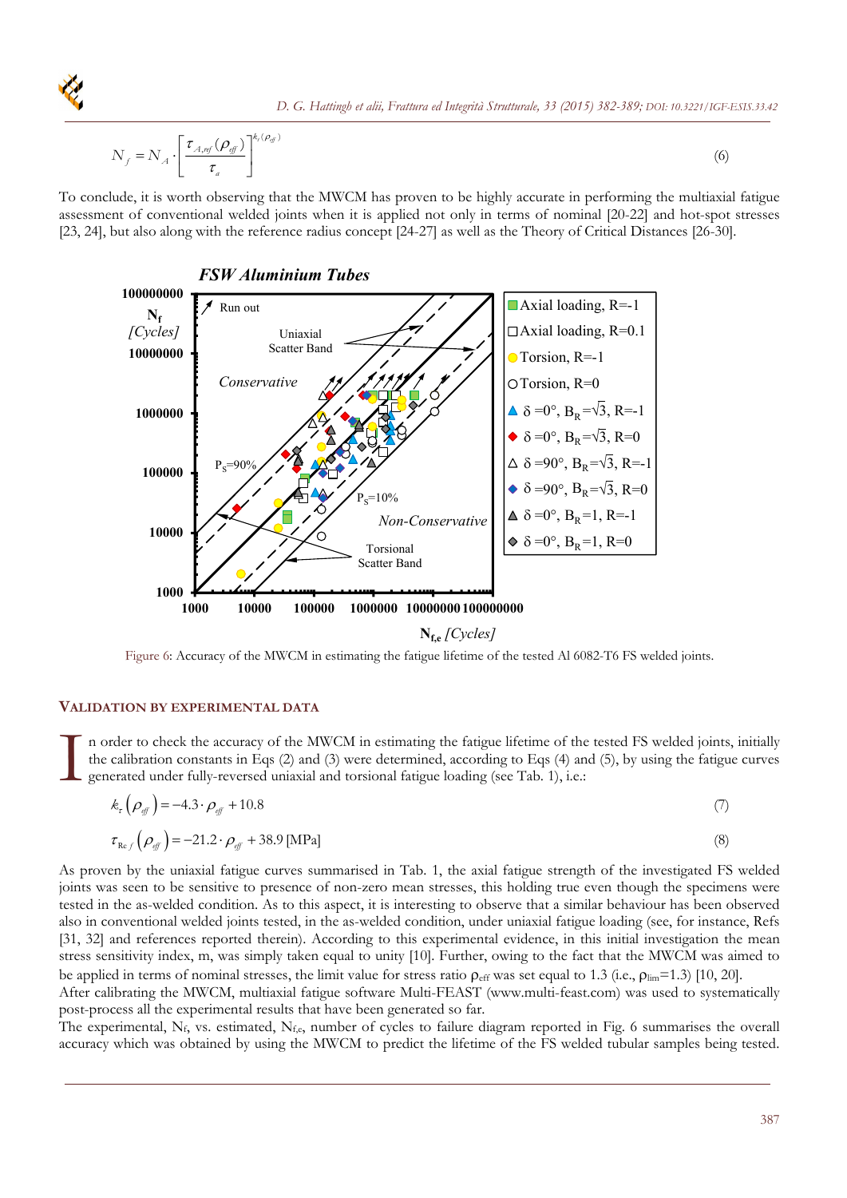$$N_f = N_A \cdot \left[ \frac{\tau_{A,ref}(\rho_{eff})}{\tau_a} \right]^{k_\tau(\rho_{eff})} \tag{6}$$

To conclude, it is worth observing that the MWCM has proven to be highly accurate in performing the multiaxial fatigue assessment of conventional welded joints when it is applied not only in terms of nominal [20-22] and hot-spot stresses [23, 24], but also along with the reference radius concept [24-27] as well as the Theory of Critical Distances [26-30].

FSW Aluminium Tubes

100000000
$N_f$ [Cycles]
10000000
1000000
100000
10000
1000

Run out
Uniaxial Scatter Band
Conservative
$P_S$=90%
$P_S$=10%
Non-Conservative
Torsional Scatter Band

1000 10000 100000 1000000 10000000 100000000

$N_{f,e}$ [Cycles]

Axial loading, R=-1
Axial loading, R=0.1
Torsion, R=-1
Torsion, R=0
$\delta$ =0°, $B_R$=√3, R=-1
$\delta$ =0°, $B_R$=√3, R=0
$\delta$ =90°, $B_R$=√3, R=-1
$\delta$ =90°, $B_R$=√3, R=0
$\delta$ =0°, $B_R$=1, R=-1
$\delta$ =0°, $B_R$=1, R=0

Figure 6: Accuracy of the MWCM in estimating the fatigue lifetime of the tested Al 6082-T6 FS welded joints.

## VALIDATION BY EXPERIMENTAL DATA

In order to check the accuracy of the MWCM in estimating the fatigue lifetime of the tested FS welded joints, initially the calibration constants in Eqs (2) and (3) were determined, according to Eqs (4) and (5), by using the fatigue curves generated under fully-reversed uniaxial and torsional fatigue loading (see Tab. 1), i.e.:

$$k_\tau\left(\rho_{eff}\right) = -4.3 \cdot \rho_{eff} + 10.8 \tag{7}$$

$$\tau_{Ref}\left(\rho_{eff}\right) = -21.2 \cdot \rho_{eff} + 38.9 \text{ [MPa]} \tag{8}$$

As proven by the uniaxial fatigue curves summarised in Tab. 1, the axial fatigue strength of the investigated FS welded joints was seen to be sensitive to presence of non-zero mean stresses, this holding true even though the specimens were tested in the as-welded condition. As to this aspect, it is interesting to observe that a similar behaviour has been observed also in conventional welded joints tested, in the as-welded condition, under uniaxial fatigue loading (see, for instance, Refs [31, 32] and references reported therein). According to this experimental evidence, in this initial investigation the mean stress sensitivity index, m, was simply taken equal to unity [10]. Further, owing to the fact that the MWCM was aimed to be applied in terms of nominal stresses, the limit value for stress ratio $\rho_{eff}$ was set equal to 1.3 (i.e., $\rho_{lim}$=1.3) [10, 20].

After calibrating the MWCM, multiaxial fatigue software Multi-FEAST (www.multi-feast.com) was used to systematically post-process all the experimental results that have been generated so far.

The experimental, $N_f$, vs. estimated, $N_{f,e}$, number of cycles to failure diagram reported in Fig. 6 summarises the overall accuracy which was obtained by using the MWCM to predict the lifetime of the FS welded tubular samples being tested.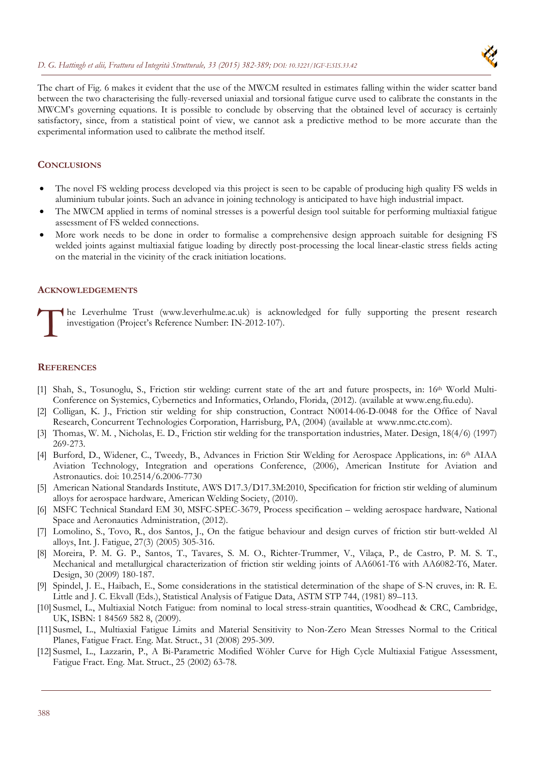The chart of Fig. 6 makes it evident that the use of the MWCM resulted in estimates falling within the wider scatter band between the two characterising the fully-reversed uniaxial and torsional fatigue curve used to calibrate the constants in the MWCM's governing equations. It is possible to conclude by observing that the obtained level of accuracy is certainly satisfactory, since, from a statistical point of view, we cannot ask a predictive method to be more accurate than the experimental information used to calibrate the method itself.

## CONCLUSIONS

- The novel FS welding process developed via this project is seen to be capable of producing high quality FS welds in aluminium tubular joints. Such an advance in joining technology is anticipated to have high industrial impact.
- The MWCM applied in terms of nominal stresses is a powerful design tool suitable for performing multiaxial fatigue assessment of FS welded connections.
- More work needs to be done in order to formalise a comprehensive design approach suitable for designing FS welded joints against multiaxial fatigue loading by directly post-processing the local linear-elastic stress fields acting on the material in the vicinity of the crack initiation locations.

## ACKNOWLEDGEMENTS

The Leverhulme Trust (www.leverhulme.ac.uk) is acknowledged for fully supporting the present research investigation (Project's Reference Number: IN-2012-107).

## REFERENCES

[1] Shah, S., Tosunoglu, S., Friction stir welding: current state of the art and future prospects, in: 16th World Multi-Conference on Systemics, Cybernetics and Informatics, Orlando, Florida, (2012). (available at www.eng.fiu.edu).

[2] Colligan, K. J., Friction stir welding for ship construction, Contract N0014-06-D-0048 for the Office of Naval Research, Concurrent Technologies Corporation, Harrisburg, PA, (2004) (available at www.nmc.ctc.com).

[3] Thomas, W. M. , Nicholas, E. D., Friction stir welding for the transportation industries, Mater. Design, 18(4/6) (1997) 269-273.

[4] Burford, D., Widener, C., Tweedy, B., Advances in Friction Stir Welding for Aerospace Applications, in: 6th AIAA Aviation Technology, Integration and operations Conference, (2006), American Institute for Aviation and Astronautics. doi: 10.2514/6.2006-7730

[5] American National Standards Institute, AWS D17.3/D17.3M:2010, Specification for friction stir welding of aluminum alloys for aerospace hardware, American Welding Society, (2010).

[6] MSFC Technical Standard EM 30, MSFC-SPEC-3679, Process specification – welding aerospace hardware, National Space and Aeronautics Administration, (2012).

[7] Lomolino, S., Tovo, R., dos Santos, J., On the fatigue behaviour and design curves of friction stir butt-welded Al alloys, Int. J. Fatigue, 27(3) (2005) 305-316.

[8] Moreira, P. M. G. P., Santos, T., Tavares, S. M. O., Richter-Trummer, V., Vilaça, P., de Castro, P. M. S. T., Mechanical and metallurgical characterization of friction stir welding joints of AA6061-T6 with AA6082-T6, Mater. Design, 30 (2009) 180-187.

[9] Spindel, J. E., Haibach, E., Some considerations in the statistical determination of the shape of S-N cruves, in: R. E. Little and J. C. Ekvall (Eds.), Statistical Analysis of Fatigue Data, ASTM STP 744, (1981) 89–113.

[10] Susmel, L., Multiaxial Notch Fatigue: from nominal to local stress-strain quantities, Woodhead & CRC, Cambridge, UK, ISBN: 1 84569 582 8, (2009).

[11] Susmel, L., Multiaxial Fatigue Limits and Material Sensitivity to Non-Zero Mean Stresses Normal to the Critical Planes, Fatigue Fract. Eng. Mat. Struct., 31 (2008) 295-309.

[12] Susmel, L., Lazzarin, P., A Bi-Parametric Modified Wöhler Curve for High Cycle Multiaxial Fatigue Assessment, Fatigue Fract. Eng. Mat. Struct., 25 (2002) 63-78.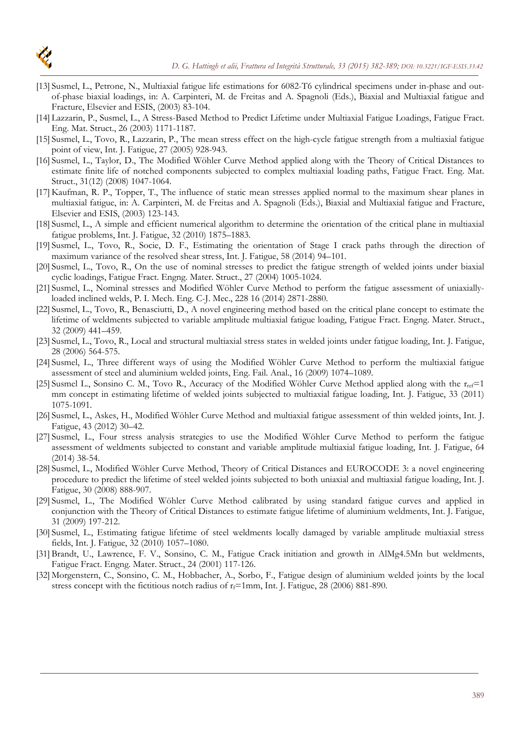[13] Susmel, L., Petrone, N., Multiaxial fatigue life estimations for 6082-T6 cylindrical specimens under in-phase and out-of-phase biaxial loadings, in: A. Carpinteri, M. de Freitas and A. Spagnoli (Eds.), Biaxial and Multiaxial fatigue and Fracture, Elsevier and ESIS, (2003) 83-104.

[14] Lazzarin, P., Susmel, L., A Stress-Based Method to Predict Lifetime under Multiaxial Fatigue Loadings, Fatigue Fract. Eng. Mat. Struct., 26 (2003) 1171-1187.

[15] Susmel, L., Tovo, R., Lazzarin, P., The mean stress effect on the high-cycle fatigue strength from a multiaxial fatigue point of view, Int. J. Fatigue, 27 (2005) 928-943.

[16] Susmel, L., Taylor, D., The Modified Wöhler Curve Method applied along with the Theory of Critical Distances to estimate finite life of notched components subjected to complex multiaxial loading paths, Fatigue Fract. Eng. Mat. Struct., 31(12) (2008) 1047-1064.

[17] Kaufman, R. P., Topper, T., The influence of static mean stresses applied normal to the maximum shear planes in multiaxial fatigue, in: A. Carpinteri, M. de Freitas and A. Spagnoli (Eds.), Biaxial and Multiaxial fatigue and Fracture, Elsevier and ESIS, (2003) 123-143.

[18] Susmel, L., A simple and efficient numerical algorithm to determine the orientation of the critical plane in multiaxial fatigue problems, Int. J. Fatigue, 32 (2010) 1875–1883.

[19] Susmel, L., Tovo, R., Socie, D. F., Estimating the orientation of Stage I crack paths through the direction of maximum variance of the resolved shear stress, Int. J. Fatigue, 58 (2014) 94–101.

[20] Susmel, L., Tovo, R., On the use of nominal stresses to predict the fatigue strength of welded joints under biaxial cyclic loadings, Fatigue Fract. Engng. Mater. Struct., 27 (2004) 1005-1024.

[21] Susmel, L., Nominal stresses and Modified Wöhler Curve Method to perform the fatigue assessment of uniaxially-loaded inclined welds, P. I. Mech. Eng. C-J. Mec., 228 16 (2014) 2871-2880.

[22] Susmel, L., Tovo, R., Benasciutti, D., A novel engineering method based on the critical plane concept to estimate the lifetime of weldments subjected to variable amplitude multiaxial fatigue loading, Fatigue Fract. Engng. Mater. Struct., 32 (2009) 441–459.

[23] Susmel, L., Tovo, R., Local and structural multiaxial stress states in welded joints under fatigue loading, Int. J. Fatigue, 28 (2006) 564-575.

[24] Susmel, L., Three different ways of using the Modified Wöhler Curve Method to perform the multiaxial fatigue assessment of steel and aluminium welded joints, Eng. Fail. Anal., 16 (2009) 1074–1089.

[25] Susmel L., Sonsino C. M., Tovo R., Accuracy of the Modified Wöhler Curve Method applied along with the $r_{ref}$=1 mm concept in estimating lifetime of welded joints subjected to multiaxial fatigue loading, Int. J. Fatigue, 33 (2011) 1075-1091.

[26] Susmel, L., Askes, H., Modified Wöhler Curve Method and multiaxial fatigue assessment of thin welded joints, Int. J. Fatigue, 43 (2012) 30–42.

[27] Susmel, L., Four stress analysis strategies to use the Modified Wöhler Curve Method to perform the fatigue assessment of weldments subjected to constant and variable amplitude multiaxial fatigue loading, Int. J. Fatigue, 64 (2014) 38-54.

[28] Susmel, L., Modified Wöhler Curve Method, Theory of Critical Distances and EUROCODE 3: a novel engineering procedure to predict the lifetime of steel welded joints subjected to both uniaxial and multiaxial fatigue loading, Int. J. Fatigue, 30 (2008) 888-907.

[29] Susmel, L., The Modified Wöhler Curve Method calibrated by using standard fatigue curves and applied in conjunction with the Theory of Critical Distances to estimate fatigue lifetime of aluminium weldments, Int. J. Fatigue, 31 (2009) 197-212.

[30] Susmel, L., Estimating fatigue lifetime of steel weldments locally damaged by variable amplitude multiaxial stress fields, Int. J. Fatigue, 32 (2010) 1057–1080.

[31] Brandt, U., Lawrence, F. V., Sonsino, C. M., Fatigue Crack initiation and growth in AlMg4.5Mn but weldments, Fatigue Fract. Engng. Mater. Struct., 24 (2001) 117-126.

[32] Morgenstern, C., Sonsino, C. M., Hobbacher, A., Sorbo, F., Fatigue design of aluminium welded joints by the local stress concept with the fictitious notch radius of $r_f$=1mm, Int. J. Fatigue, 28 (2006) 881-890.